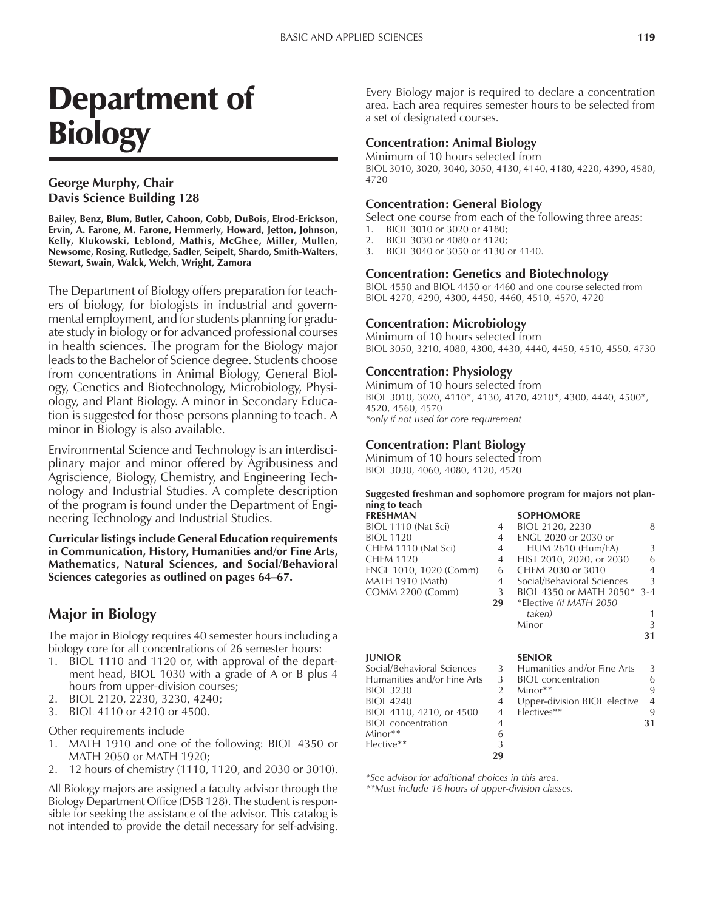# Department of Biology

**George Murphy, Chair**
**Davis Science Building 128**

**Bailey, Benz, Blum, Butler, Cahoon, Cobb, DuBois, Elrod-Erickson, Ervin, A. Farone, M. Farone, Hemmerly, Howard, Jetton, Johnson, Kelly, Klukowski, Leblond, Mathis, McGhee, Miller, Mullen, Newsome, Rosing, Rutledge, Sadler, Seipelt, Shardo, Smith-Walters, Stewart, Swain, Walck, Welch, Wright, Zamora**

The Department of Biology offers preparation for teachers of biology, for biologists in industrial and governmental employment, and for students planning for graduate study in biology or for advanced professional courses in health sciences. The program for the Biology major leads to the Bachelor of Science degree. Students choose from concentrations in Animal Biology, General Biology, Genetics and Biotechnology, Microbiology, Physiology, and Plant Biology. A minor in Secondary Education is suggested for those persons planning to teach. A minor in Biology is also available.

Environmental Science and Technology is an interdisciplinary major and minor offered by Agribusiness and Agriscience, Biology, Chemistry, and Engineering Technology and Industrial Studies. A complete description of the program is found under the Department of Engineering Technology and Industrial Studies.

**Curricular listings include General Education requirements in Communication, History, Humanities and/or Fine Arts, Mathematics, Natural Sciences, and Social/Behavioral Sciences categories as outlined on pages 64–67.**

## Major in Biology

The major in Biology requires 40 semester hours including a biology core for all concentrations of 26 semester hours:

1. BIOL 1110 and 1120 or, with approval of the department head, BIOL 1030 with a grade of A or B plus 4 hours from upper-division courses;
2. BIOL 2120, 2230, 3230, 4240;
3. BIOL 4110 or 4210 or 4500.

Other requirements include

1. MATH 1910 and one of the following: BIOL 4350 or MATH 2050 or MATH 1920;
2. 12 hours of chemistry (1110, 1120, and 2030 or 3010).

All Biology majors are assigned a faculty advisor through the Biology Department Office (DSB 128). The student is responsible for seeking the assistance of the advisor. This catalog is not intended to provide the detail necessary for self-advising.

Every Biology major is required to declare a concentration area. Each area requires semester hours to be selected from a set of designated courses.

### Concentration: Animal Biology

Minimum of 10 hours selected from
BIOL 3010, 3020, 3040, 3050, 4130, 4140, 4180, 4220, 4390, 4580, 4720

### Concentration: General Biology

Select one course from each of the following three areas:

1. BIOL 3010 or 3020 or 4180;
2. BIOL 3030 or 4080 or 4120;
3. BIOL 3040 or 3050 or 4130 or 4140.

### Concentration: Genetics and Biotechnology

BIOL 4550 and BIOL 4450 or 4460 and one course selected from BIOL 4270, 4290, 4300, 4450, 4460, 4510, 4570, 4720

### Concentration: Microbiology

Minimum of 10 hours selected from
BIOL 3050, 3210, 4080, 4300, 4430, 4440, 4450, 4510, 4550, 4730

### Concentration: Physiology

Minimum of 10 hours selected from
BIOL 3010, 3020, 4110*, 4130, 4170, 4210*, 4300, 4440, 4500*, 4520, 4560, 4570
*\*only if not used for core requirement*

### Concentration: Plant Biology

Minimum of 10 hours selected from
BIOL 3030, 4060, 4080, 4120, 4520

**Suggested freshman and sophomore program for majors not planning to teach**

| FRESHMAN | | SOPHOMORE | |
|---|---|---|---|
| BIOL 1110 (Nat Sci) | 4 | BIOL 2120, 2230 | 8 |
| BIOL 1120 | 4 | ENGL 2020 or 2030 or HUM 2610 (Hum/FA) | 3 |
| CHEM 1110 (Nat Sci) | 4 | HIST 2010, 2020, or 2030 | 6 |
| CHEM 1120 | 4 | CHEM 2030 or 3010 | 4 |
| ENGL 1010, 1020 (Comm) | 6 | Social/Behavioral Sciences | 3 |
| MATH 1910 (Math) | 4 | BIOL 4350 or MATH 2050* | 3-4 |
| COMM 2200 (Comm) | 3 | *Elective *(if MATH 2050 taken)* | 1 |
| | **29** | Minor | 3 |
| | | | **31** |

| JUNIOR | | SENIOR | |
|---|---|---|---|
| Social/Behavioral Sciences | 3 | Humanities and/or Fine Arts | 3 |
| Humanities and/or Fine Arts | 3 | BIOL concentration | 6 |
| BIOL 3230 | 2 | Minor** | 9 |
| BIOL 4240 | 4 | Upper-division BIOL elective | 4 |
| BIOL 4110, 4210, or 4500 | 4 | Electives** | 9 |
| BIOL concentration | 4 | | **31** |
| Minor** | 6 | | |
| Elective** | 3 | | |
| | **29** | | |

*\*See advisor for additional choices in this area.*
*\*\*Must include 16 hours of upper-division classes.*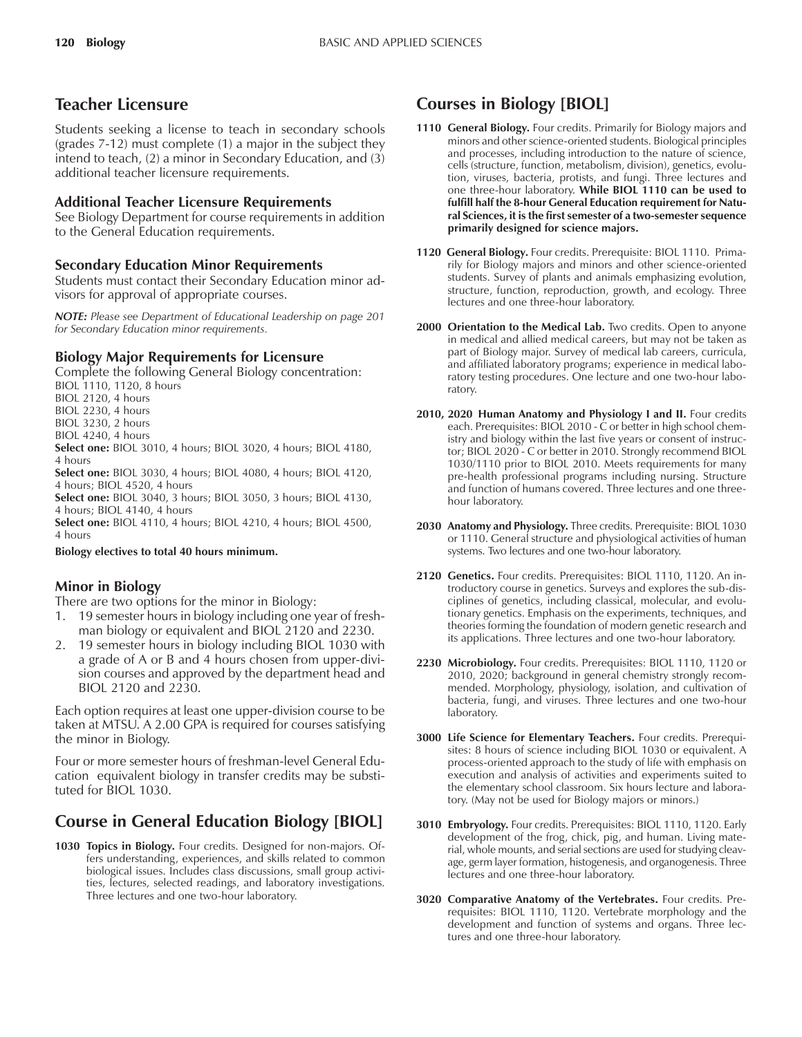## Teacher Licensure

Students seeking a license to teach in secondary schools (grades 7-12) must complete (1) a major in the subject they intend to teach, (2) a minor in Secondary Education, and (3) additional teacher licensure requirements.

### Additional Teacher Licensure Requirements

See Biology Department for course requirements in addition to the General Education requirements.

### Secondary Education Minor Requirements

Students must contact their Secondary Education minor advisors for approval of appropriate courses.

***NOTE:*** *Please see Department of Educational Leadership on page 201 for Secondary Education minor requirements.*

### Biology Major Requirements for Licensure

Complete the following General Biology concentration:
BIOL 1110, 1120, 8 hours
BIOL 2120, 4 hours
BIOL 2230, 4 hours
BIOL 3230, 2 hours
BIOL 4240, 4 hours
**Select one:** BIOL 3010, 4 hours; BIOL 3020, 4 hours; BIOL 4180, 4 hours
**Select one:** BIOL 3030, 4 hours; BIOL 4080, 4 hours; BIOL 4120, 4 hours; BIOL 4520, 4 hours
**Select one:** BIOL 3040, 3 hours; BIOL 3050, 3 hours; BIOL 4130, 4 hours; BIOL 4140, 4 hours
**Select one:** BIOL 4110, 4 hours; BIOL 4210, 4 hours; BIOL 4500, 4 hours

**Biology electives to total 40 hours minimum.**

### Minor in Biology

There are two options for the minor in Biology:

1. 19 semester hours in biology including one year of freshman biology or equivalent and BIOL 2120 and 2230.
2. 19 semester hours in biology including BIOL 1030 with a grade of A or B and 4 hours chosen from upper-division courses and approved by the department head and BIOL 2120 and 2230.

Each option requires at least one upper-division course to be taken at MTSU. A 2.00 GPA is required for courses satisfying the minor in Biology.

Four or more semester hours of freshman-level General Education equivalent biology in transfer credits may be substituted for BIOL 1030.

## Course in General Education Biology [BIOL]

**1030 Topics in Biology.** Four credits. Designed for non-majors. Offers understanding, experiences, and skills related to common biological issues. Includes class discussions, small group activities, lectures, selected readings, and laboratory investigations. Three lectures and one two-hour laboratory.

## Courses in Biology [BIOL]

**1110 General Biology.** Four credits. Primarily for Biology majors and minors and other science-oriented students. Biological principles and processes, including introduction to the nature of science, cells (structure, function, metabolism, division), genetics, evolution, viruses, bacteria, protists, and fungi. Three lectures and one three-hour laboratory. **While BIOL 1110 can be used to fulfill half the 8-hour General Education requirement for Natural Sciences, it is the first semester of a two-semester sequence primarily designed for science majors.**

**1120 General Biology.** Four credits. Prerequisite: BIOL 1110. Primarily for Biology majors and minors and other science-oriented students. Survey of plants and animals emphasizing evolution, structure, function, reproduction, growth, and ecology. Three lectures and one three-hour laboratory.

**2000 Orientation to the Medical Lab.** Two credits. Open to anyone in medical and allied medical careers, but may not be taken as part of Biology major. Survey of medical lab careers, curricula, and affiliated laboratory programs; experience in medical laboratory testing procedures. One lecture and one two-hour laboratory.

**2010, 2020 Human Anatomy and Physiology I and II.** Four credits each. Prerequisites: BIOL 2010 - C or better in high school chemistry and biology within the last five years or consent of instructor; BIOL 2020 - C or better in 2010. Strongly recommend BIOL 1030/1110 prior to BIOL 2010. Meets requirements for many pre-health professional programs including nursing. Structure and function of humans covered. Three lectures and one three-hour laboratory.

**2030 Anatomy and Physiology.** Three credits. Prerequisite: BIOL 1030 or 1110. General structure and physiological activities of human systems. Two lectures and one two-hour laboratory.

**2120 Genetics.** Four credits. Prerequisites: BIOL 1110, 1120. An introductory course in genetics. Surveys and explores the sub-disciplines of genetics, including classical, molecular, and evolutionary genetics. Emphasis on the experiments, techniques, and theories forming the foundation of modern genetic research and its applications. Three lectures and one two-hour laboratory.

**2230 Microbiology.** Four credits. Prerequisites: BIOL 1110, 1120 or 2010, 2020; background in general chemistry strongly recommended. Morphology, physiology, isolation, and cultivation of bacteria, fungi, and viruses. Three lectures and one two-hour laboratory.

**3000 Life Science for Elementary Teachers.** Four credits. Prerequisites: 8 hours of science including BIOL 1030 or equivalent. A process-oriented approach to the study of life with emphasis on execution and analysis of activities and experiments suited to the elementary school classroom. Six hours lecture and laboratory. (May not be used for Biology majors or minors.)

**3010 Embryology.** Four credits. Prerequisites: BIOL 1110, 1120. Early development of the frog, chick, pig, and human. Living material, whole mounts, and serial sections are used for studying cleavage, germ layer formation, histogenesis, and organogenesis. Three lectures and one three-hour laboratory.

**3020 Comparative Anatomy of the Vertebrates.** Four credits. Prerequisites: BIOL 1110, 1120. Vertebrate morphology and the development and function of systems and organs. Three lectures and one three-hour laboratory.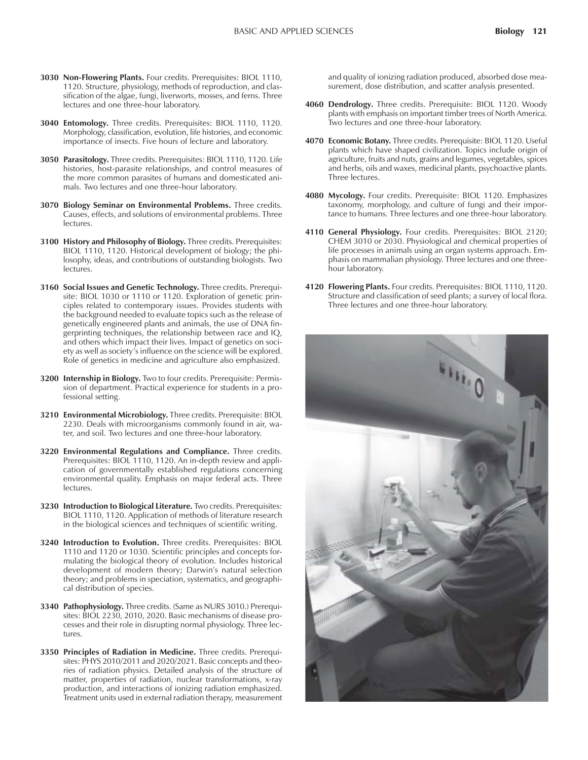**3030 Non-Flowering Plants.** Four credits. Prerequisites: BIOL 1110, 1120. Structure, physiology, methods of reproduction, and classification of the algae, fungi, liverworts, mosses, and ferns. Three lectures and one three-hour laboratory.

**3040 Entomology.** Three credits. Prerequisites: BIOL 1110, 1120. Morphology, classification, evolution, life histories, and economic importance of insects. Five hours of lecture and laboratory.

**3050 Parasitology.** Three credits. Prerequisites: BIOL 1110, 1120. Life histories, host-parasite relationships, and control measures of the more common parasites of humans and domesticated animals. Two lectures and one three-hour laboratory.

**3070 Biology Seminar on Environmental Problems.** Three credits. Causes, effects, and solutions of environmental problems. Three lectures.

**3100 History and Philosophy of Biology.** Three credits. Prerequisites: BIOL 1110, 1120. Historical development of biology; the philosophy, ideas, and contributions of outstanding biologists. Two lectures.

**3160 Social Issues and Genetic Technology.** Three credits. Prerequisite: BIOL 1030 or 1110 or 1120. Exploration of genetic principles related to contemporary issues. Provides students with the background needed to evaluate topics such as the release of genetically engineered plants and animals, the use of DNA fingerprinting techniques, the relationship between race and IQ, and others which impact their lives. Impact of genetics on society as well as society's influence on the science will be explored. Role of genetics in medicine and agriculture also emphasized.

**3200 Internship in Biology.** Two to four credits. Prerequisite: Permission of department. Practical experience for students in a professional setting.

**3210 Environmental Microbiology.** Three credits. Prerequisite: BIOL 2230. Deals with microorganisms commonly found in air, water, and soil. Two lectures and one three-hour laboratory.

**3220 Environmental Regulations and Compliance.** Three credits. Prerequisites: BIOL 1110, 1120. An in-depth review and application of governmentally established regulations concerning environmental quality. Emphasis on major federal acts. Three lectures.

**3230 Introduction to Biological Literature.** Two credits. Prerequisites: BIOL 1110, 1120. Application of methods of literature research in the biological sciences and techniques of scientific writing.

**3240 Introduction to Evolution.** Three credits. Prerequisites: BIOL 1110 and 1120 or 1030. Scientific principles and concepts formulating the biological theory of evolution. Includes historical development of modern theory; Darwin's natural selection theory; and problems in speciation, systematics, and geographical distribution of species.

**3340 Pathophysiology.** Three credits. (Same as NURS 3010.) Prerequisites: BIOL 2230, 2010, 2020. Basic mechanisms of disease processes and their role in disrupting normal physiology. Three lectures.

**3350 Principles of Radiation in Medicine.** Three credits. Prerequisites: PHYS 2010/2011 and 2020/2021. Basic concepts and theories of radiation physics. Detailed analysis of the structure of matter, properties of radiation, nuclear transformations, x-ray production, and interactions of ionizing radiation emphasized. Treatment units used in external radiation therapy, measurement and quality of ionizing radiation produced, absorbed dose measurement, dose distribution, and scatter analysis presented.

**4060 Dendrology.** Three credits. Prerequisite: BIOL 1120. Woody plants with emphasis on important timber trees of North America. Two lectures and one three-hour laboratory.

**4070 Economic Botany.** Three credits. Prerequisite: BIOL 1120. Useful plants which have shaped civilization. Topics include origin of agriculture, fruits and nuts, grains and legumes, vegetables, spices and herbs, oils and waxes, medicinal plants, psychoactive plants. Three lectures.

**4080 Mycology.** Four credits. Prerequisite: BIOL 1120. Emphasizes taxonomy, morphology, and culture of fungi and their importance to humans. Three lectures and one three-hour laboratory.

**4110 General Physiology.** Four credits. Prerequisites: BIOL 2120; CHEM 3010 or 2030. Physiological and chemical properties of life processes in animals using an organ systems approach. Emphasis on mammalian physiology. Three lectures and one three-hour laboratory.

**4120 Flowering Plants.** Four credits. Prerequisites: BIOL 1110, 1120. Structure and classification of seed plants; a survey of local flora. Three lectures and one three-hour laboratory.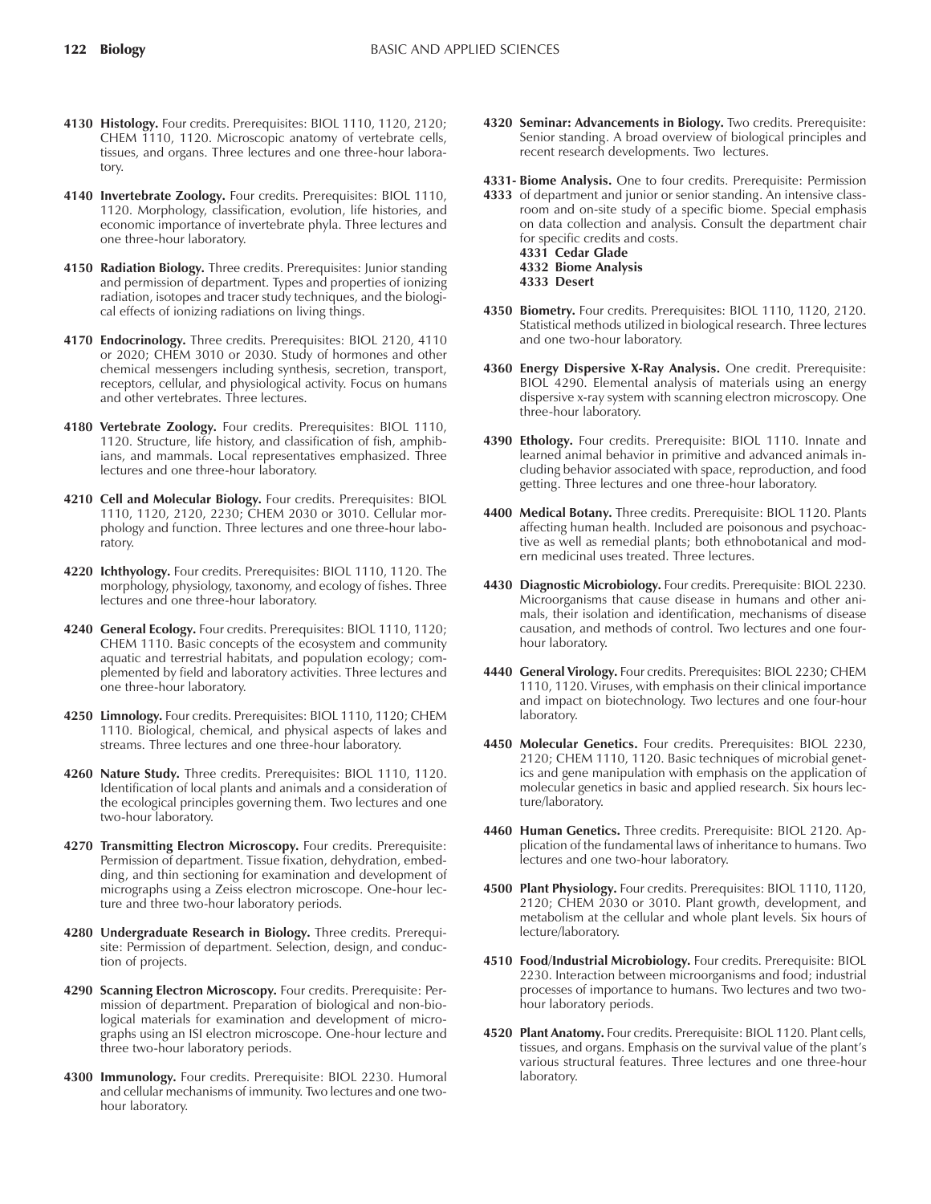**4130 Histology.** Four credits. Prerequisites: BIOL 1110, 1120, 2120; CHEM 1110, 1120. Microscopic anatomy of vertebrate cells, tissues, and organs. Three lectures and one three-hour laboratory.

**4140 Invertebrate Zoology.** Four credits. Prerequisites: BIOL 1110, 1120. Morphology, classification, evolution, life histories, and economic importance of invertebrate phyla. Three lectures and one three-hour laboratory.

**4150 Radiation Biology.** Three credits. Prerequisites: Junior standing and permission of department. Types and properties of ionizing radiation, isotopes and tracer study techniques, and the biological effects of ionizing radiations on living things.

**4170 Endocrinology.** Three credits. Prerequisites: BIOL 2120, 4110 or 2020; CHEM 3010 or 2030. Study of hormones and other chemical messengers including synthesis, secretion, transport, receptors, cellular, and physiological activity. Focus on humans and other vertebrates. Three lectures.

**4180 Vertebrate Zoology.** Four credits. Prerequisites: BIOL 1110, 1120. Structure, life history, and classification of fish, amphibians, and mammals. Local representatives emphasized. Three lectures and one three-hour laboratory.

**4210 Cell and Molecular Biology.** Four credits. Prerequisites: BIOL 1110, 1120, 2120, 2230; CHEM 2030 or 3010. Cellular morphology and function. Three lectures and one three-hour laboratory.

**4220 Ichthyology.** Four credits. Prerequisites: BIOL 1110, 1120. The morphology, physiology, taxonomy, and ecology of fishes. Three lectures and one three-hour laboratory.

**4240 General Ecology.** Four credits. Prerequisites: BIOL 1110, 1120; CHEM 1110. Basic concepts of the ecosystem and community aquatic and terrestrial habitats, and population ecology; complemented by field and laboratory activities. Three lectures and one three-hour laboratory.

**4250 Limnology.** Four credits. Prerequisites: BIOL 1110, 1120; CHEM 1110. Biological, chemical, and physical aspects of lakes and streams. Three lectures and one three-hour laboratory.

**4260 Nature Study.** Three credits. Prerequisites: BIOL 1110, 1120. Identification of local plants and animals and a consideration of the ecological principles governing them. Two lectures and one two-hour laboratory.

**4270 Transmitting Electron Microscopy.** Four credits. Prerequisite: Permission of department. Tissue fixation, dehydration, embedding, and thin sectioning for examination and development of micrographs using a Zeiss electron microscope. One-hour lecture and three two-hour laboratory periods.

**4280 Undergraduate Research in Biology.** Three credits. Prerequisite: Permission of department. Selection, design, and conduction of projects.

**4290 Scanning Electron Microscopy.** Four credits. Prerequisite: Permission of department. Preparation of biological and non-biological materials for examination and development of micrographs using an ISI electron microscope. One-hour lecture and three two-hour laboratory periods.

**4300 Immunology.** Four credits. Prerequisite: BIOL 2230. Humoral and cellular mechanisms of immunity. Two lectures and one two-hour laboratory.

**4320 Seminar: Advancements in Biology.** Two credits. Prerequisite: Senior standing. A broad overview of biological principles and recent research developments. Two lectures.

**4331-4333 Biome Analysis.** One to four credits. Prerequisite: Permission of department and junior or senior standing. An intensive classroom and on-site study of a specific biome. Special emphasis on data collection and analysis. Consult the department chair for specific credits and costs.

**4331 Cedar Glade**
**4332 Biome Analysis**
**4333 Desert**

**4350 Biometry.** Four credits. Prerequisites: BIOL 1110, 1120, 2120. Statistical methods utilized in biological research. Three lectures and one two-hour laboratory.

**4360 Energy Dispersive X-Ray Analysis.** One credit. Prerequisite: BIOL 4290. Elemental analysis of materials using an energy dispersive x-ray system with scanning electron microscopy. One three-hour laboratory.

**4390 Ethology.** Four credits. Prerequisite: BIOL 1110. Innate and learned animal behavior in primitive and advanced animals including behavior associated with space, reproduction, and food getting. Three lectures and one three-hour laboratory.

**4400 Medical Botany.** Three credits. Prerequisite: BIOL 1120. Plants affecting human health. Included are poisonous and psychoactive as well as remedial plants; both ethnobotanical and modern medicinal uses treated. Three lectures.

**4430 Diagnostic Microbiology.** Four credits. Prerequisite: BIOL 2230. Microorganisms that cause disease in humans and other animals, their isolation and identification, mechanisms of disease causation, and methods of control. Two lectures and one four-hour laboratory.

**4440 General Virology.** Four credits. Prerequisites: BIOL 2230; CHEM 1110, 1120. Viruses, with emphasis on their clinical importance and impact on biotechnology. Two lectures and one four-hour laboratory.

**4450 Molecular Genetics.** Four credits. Prerequisites: BIOL 2230, 2120; CHEM 1110, 1120. Basic techniques of microbial genetics and gene manipulation with emphasis on the application of molecular genetics in basic and applied research. Six hours lecture/laboratory.

**4460 Human Genetics.** Three credits. Prerequisite: BIOL 2120. Application of the fundamental laws of inheritance to humans. Two lectures and one two-hour laboratory.

**4500 Plant Physiology.** Four credits. Prerequisites: BIOL 1110, 1120, 2120; CHEM 2030 or 3010. Plant growth, development, and metabolism at the cellular and whole plant levels. Six hours of lecture/laboratory.

**4510 Food/Industrial Microbiology.** Four credits. Prerequisite: BIOL 2230. Interaction between microorganisms and food; industrial processes of importance to humans. Two lectures and two two-hour laboratory periods.

**4520 Plant Anatomy.** Four credits. Prerequisite: BIOL 1120. Plant cells, tissues, and organs. Emphasis on the survival value of the plant's various structural features. Three lectures and one three-hour laboratory.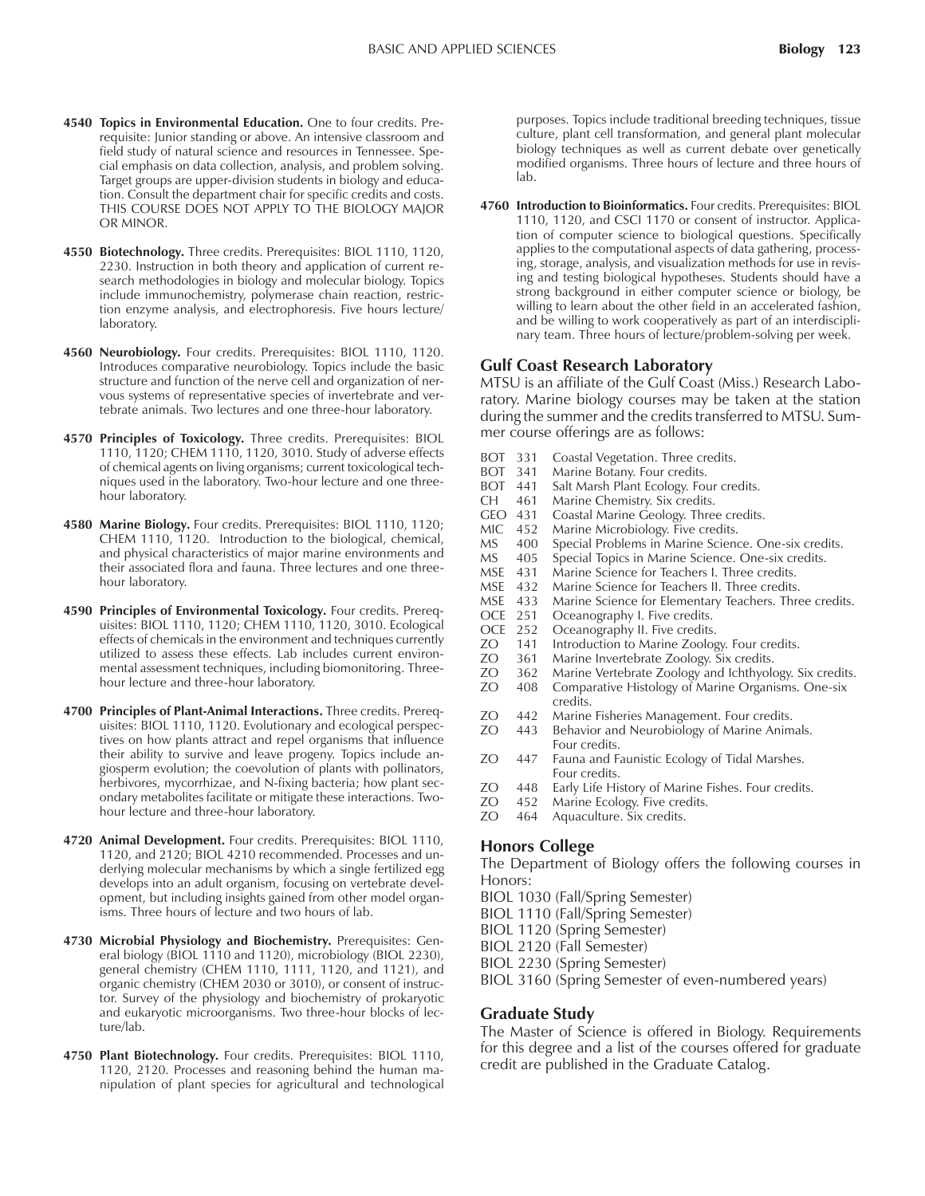**4540 Topics in Environmental Education.** One to four credits. Prerequisite: Junior standing or above. An intensive classroom and field study of natural science and resources in Tennessee. Special emphasis on data collection, analysis, and problem solving. Target groups are upper-division students in biology and education. Consult the department chair for specific credits and costs. THIS COURSE DOES NOT APPLY TO THE BIOLOGY MAJOR OR MINOR.

**4550 Biotechnology.** Three credits. Prerequisites: BIOL 1110, 1120, 2230. Instruction in both theory and application of current research methodologies in biology and molecular biology. Topics include immunochemistry, polymerase chain reaction, restriction enzyme analysis, and electrophoresis. Five hours lecture/laboratory.

**4560 Neurobiology.** Four credits. Prerequisites: BIOL 1110, 1120. Introduces comparative neurobiology. Topics include the basic structure and function of the nerve cell and organization of nervous systems of representative species of invertebrate and vertebrate animals. Two lectures and one three-hour laboratory.

**4570 Principles of Toxicology.** Three credits. Prerequisites: BIOL 1110, 1120; CHEM 1110, 1120, 3010. Study of adverse effects of chemical agents on living organisms; current toxicological techniques used in the laboratory. Two-hour lecture and one three-hour laboratory.

**4580 Marine Biology.** Four credits. Prerequisites: BIOL 1110, 1120; CHEM 1110, 1120. Introduction to the biological, chemical, and physical characteristics of major marine environments and their associated flora and fauna. Three lectures and one three-hour laboratory.

**4590 Principles of Environmental Toxicology.** Four credits. Prerequisites: BIOL 1110, 1120; CHEM 1110, 1120, 3010. Ecological effects of chemicals in the environment and techniques currently utilized to assess these effects. Lab includes current environmental assessment techniques, including biomonitoring. Three-hour lecture and three-hour laboratory.

**4700 Principles of Plant-Animal Interactions.** Three credits. Prerequisites: BIOL 1110, 1120. Evolutionary and ecological perspectives on how plants attract and repel organisms that influence their ability to survive and leave progeny. Topics include angiosperm evolution; the coevolution of plants with pollinators, herbivores, mycorrhizae, and N-fixing bacteria; how plant secondary metabolites facilitate or mitigate these interactions. Two-hour lecture and three-hour laboratory.

**4720 Animal Development.** Four credits. Prerequisites: BIOL 1110, 1120, and 2120; BIOL 4210 recommended. Processes and underlying molecular mechanisms by which a single fertilized egg develops into an adult organism, focusing on vertebrate development, but including insights gained from other model organisms. Three hours of lecture and two hours of lab.

**4730 Microbial Physiology and Biochemistry.** Prerequisites: General biology (BIOL 1110 and 1120), microbiology (BIOL 2230), general chemistry (CHEM 1110, 1111, 1120, and 1121), and organic chemistry (CHEM 2030 or 3010), or consent of instructor. Survey of the physiology and biochemistry of prokaryotic and eukaryotic microorganisms. Two three-hour blocks of lecture/lab.

**4750 Plant Biotechnology.** Four credits. Prerequisites: BIOL 1110, 1120, 2120. Processes and reasoning behind the human manipulation of plant species for agricultural and technological purposes. Topics include traditional breeding techniques, tissue culture, plant cell transformation, and general plant molecular biology techniques as well as current debate over genetically modified organisms. Three hours of lecture and three hours of lab.

**4760 Introduction to Bioinformatics.** Four credits. Prerequisites: BIOL 1110, 1120, and CSCI 1170 or consent of instructor. Application of computer science to biological questions. Specifically applies to the computational aspects of data gathering, processing, storage, analysis, and visualization methods for use in revising and testing biological hypotheses. Students should have a strong background in either computer science or biology, be willing to learn about the other field in an accelerated fashion, and be willing to work cooperatively as part of an interdisciplinary team. Three hours of lecture/problem-solving per week.

## Gulf Coast Research Laboratory

MTSU is an affiliate of the Gulf Coast (Miss.) Research Laboratory. Marine biology courses may be taken at the station during the summer and the credits transferred to MTSU. Summer course offerings are as follows:

| | | |
|---|---|---|
| BOT | 331 | Coastal Vegetation. Three credits. |
| BOT | 341 | Marine Botany. Four credits. |
| BOT | 441 | Salt Marsh Plant Ecology. Four credits. |
| CH | 461 | Marine Chemistry. Six credits. |
| GEO | 431 | Coastal Marine Geology. Three credits. |
| MIC | 452 | Marine Microbiology. Five credits. |
| MS | 400 | Special Problems in Marine Science. One-six credits. |
| MS | 405 | Special Topics in Marine Science. One-six credits. |
| MSE | 431 | Marine Science for Teachers I. Three credits. |
| MSE | 432 | Marine Science for Teachers II. Three credits. |
| MSE | 433 | Marine Science for Elementary Teachers. Three credits. |
| OCE | 251 | Oceanography I. Five credits. |
| OCE | 252 | Oceanography II. Five credits. |
| ZO | 141 | Introduction to Marine Zoology. Four credits. |
| ZO | 361 | Marine Invertebrate Zoology. Six credits. |
| ZO | 362 | Marine Vertebrate Zoology and Ichthyology. Six credits. |
| ZO | 408 | Comparative Histology of Marine Organisms. One-six credits. |
| ZO | 442 | Marine Fisheries Management. Four credits. |
| ZO | 443 | Behavior and Neurobiology of Marine Animals. Four credits. |
| ZO | 447 | Fauna and Faunistic Ecology of Tidal Marshes. Four credits. |
| ZO | 448 | Early Life History of Marine Fishes. Four credits. |
| ZO | 452 | Marine Ecology. Five credits. |
| ZO | 464 | Aquaculture. Six credits. |

## Honors College

The Department of Biology offers the following courses in Honors:

BIOL 1030 (Fall/Spring Semester)  
BIOL 1110 (Fall/Spring Semester)  
BIOL 1120 (Spring Semester)  
BIOL 2120 (Fall Semester)  
BIOL 2230 (Spring Semester)  
BIOL 3160 (Spring Semester of even-numbered years)

## Graduate Study

The Master of Science is offered in Biology. Requirements for this degree and a list of the courses offered for graduate credit are published in the Graduate Catalog.